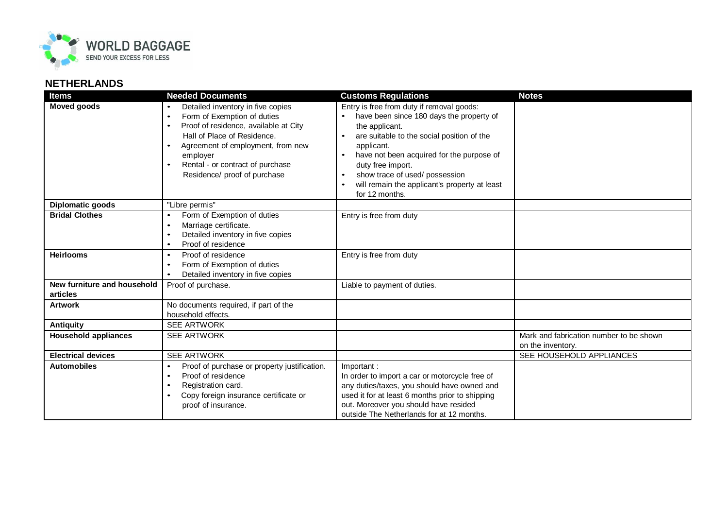WORLD BAGGAGE
SEND YOUR EXCESS FOR LESS

## NETHERLANDS

| Items | Needed Documents | Customs Regulations | Notes |
|---|---|---|---|
| **Moved goods** | • Detailed inventory in five copies<br>• Form of Exemption of duties<br>• Proof of residence, available at City Hall of Place of Residence.<br>• Agreement of employment, from new employer<br>• Rental - or contract of purchase Residence/ proof of purchase | Entry is free from duty if removal goods:<br>• have been since 180 days the property of the applicant.<br>• are suitable to the social position of the applicant.<br>• have not been acquired for the purpose of duty free import.<br>• show trace of used/ possession<br>• will remain the applicant's property at least for 12 months. | |
| **Diplomatic goods** | "Libre permis" | | |
| **Bridal Clothes** | • Form of Exemption of duties<br>• Marriage certificate.<br>• Detailed inventory in five copies<br>• Proof of residence | Entry is free from duty | |
| **Heirlooms** | • Proof of residence<br>• Form of Exemption of duties<br>• Detailed inventory in five copies | Entry is free from duty | |
| **New furniture and household articles** | Proof of purchase. | Liable to payment of duties. | |
| **Artwork** | No documents required, if part of the household effects. | | |
| **Antiquity** | SEE ARTWORK | | |
| **Household appliances** | SEE ARTWORK | | Mark and fabrication number to be shown on the inventory. |
| **Electrical devices** | SEE ARTWORK | | SEE HOUSEHOLD APPLIANCES |
| **Automobiles** | • Proof of purchase or property justification.<br>• Proof of residence<br>• Registration card.<br>• Copy foreign insurance certificate or proof of insurance. | Important :<br>In order to import a car or motorcycle free of any duties/taxes, you should have owned and used it for at least 6 months prior to shipping out. Moreover you should have resided outside The Netherlands for at 12 months. | |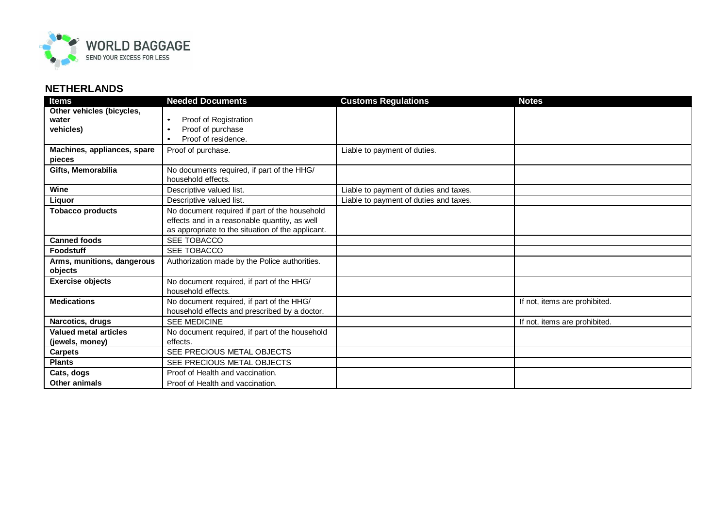## NETHERLANDS

| Items | Needed Documents | Customs Regulations | Notes |
|---|---|---|---|
| **Other vehicles (bicycles, water vehicles)** | • Proof of Registration<br>• Proof of purchase<br>• Proof of residence. | | |
| **Machines, appliances, spare pieces** | Proof of purchase. | Liable to payment of duties. | |
| **Gifts, Memorabilia** | No documents required, if part of the HHG/ household effects. | | |
| **Wine** | Descriptive valued list. | Liable to payment of duties and taxes. | |
| **Liquor** | Descriptive valued list. | Liable to payment of duties and taxes. | |
| **Tobacco products** | No document required if part of the household effects and in a reasonable quantity, as well as appropriate to the situation of the applicant. | | |
| **Canned foods** | SEE TOBACCO | | |
| **Foodstuff** | SEE TOBACCO | | |
| **Arms, munitions, dangerous objects** | Authorization made by the Police authorities. | | |
| **Exercise objects** | No document required, if part of the HHG/ household effects. | | |
| **Medications** | No document required, if part of the HHG/ household effects and prescribed by a doctor. | | If not, items are prohibited. |
| **Narcotics, drugs** | SEE MEDICINE | | If not, items are prohibited. |
| **Valued metal articles (jewels, money)** | No document required, if part of the household effects. | | |
| **Carpets** | SEE PRECIOUS METAL OBJECTS | | |
| **Plants** | SEE PRECIOUS METAL OBJECTS | | |
| **Cats, dogs** | Proof of Health and vaccination. | | |
| **Other animals** | Proof of Health and vaccination. | | |